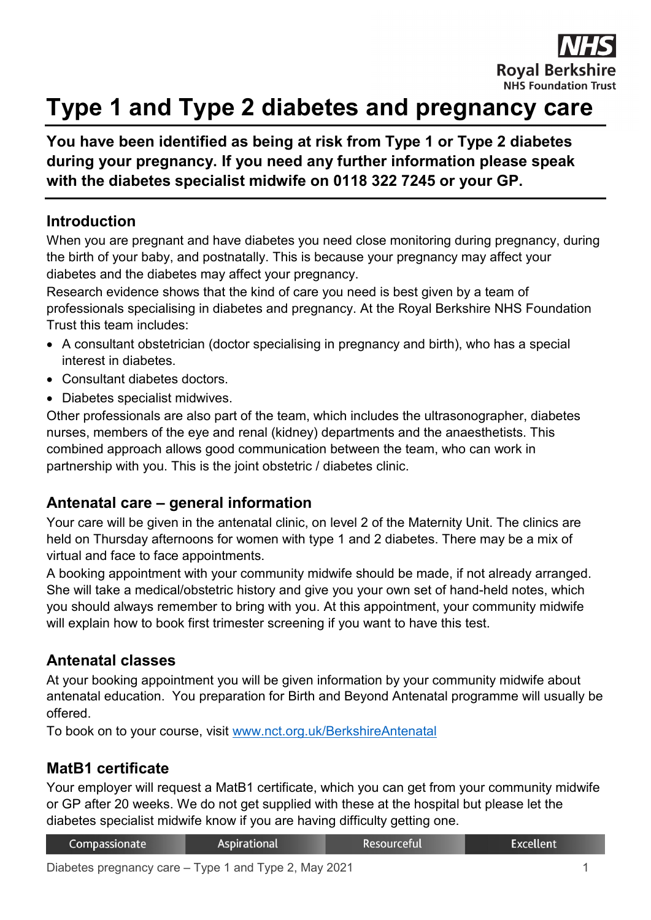# Type 1 and Type 2 diabetes and pregnancy care

**You have been identified as being at risk from Type 1 or Type 2 diabetes during your pregnancy. If you need any further information please speak with the diabetes specialist midwife on 0118 322 7245 or your GP.**

## Introduction

When you are pregnant and have diabetes you need close monitoring during pregnancy, during the birth of your baby, and postnatally. This is because your pregnancy may affect your diabetes and the diabetes may affect your pregnancy.

Research evidence shows that the kind of care you need is best given by a team of professionals specialising in diabetes and pregnancy. At the Royal Berkshire NHS Foundation Trust this team includes:

- A consultant obstetrician (doctor specialising in pregnancy and birth), who has a special interest in diabetes.
- Consultant diabetes doctors.
- Diabetes specialist midwives.

Other professionals are also part of the team, which includes the ultrasonographer, diabetes nurses, members of the eye and renal (kidney) departments and the anaesthetists. This combined approach allows good communication between the team, who can work in partnership with you. This is the joint obstetric / diabetes clinic.

## Antenatal care – general information

Your care will be given in the antenatal clinic, on level 2 of the Maternity Unit. The clinics are held on Thursday afternoons for women with type 1 and 2 diabetes. There may be a mix of virtual and face to face appointments.

A booking appointment with your community midwife should be made, if not already arranged. She will take a medical/obstetric history and give you your own set of hand-held notes, which you should always remember to bring with you. At this appointment, your community midwife will explain how to book first trimester screening if you want to have this test.

## Antenatal classes

At your booking appointment you will be given information by your community midwife about antenatal education. You preparation for Birth and Beyond Antenatal programme will usually be offered.

To book on to your course, visit www.nct.org.uk/BerkshireAntenatal

## MatB1 certificate

Your employer will request a MatB1 certificate, which you can get from your community midwife or GP after 20 weeks. We do not get supplied with these at the hospital but please let the diabetes specialist midwife know if you are having difficulty getting one.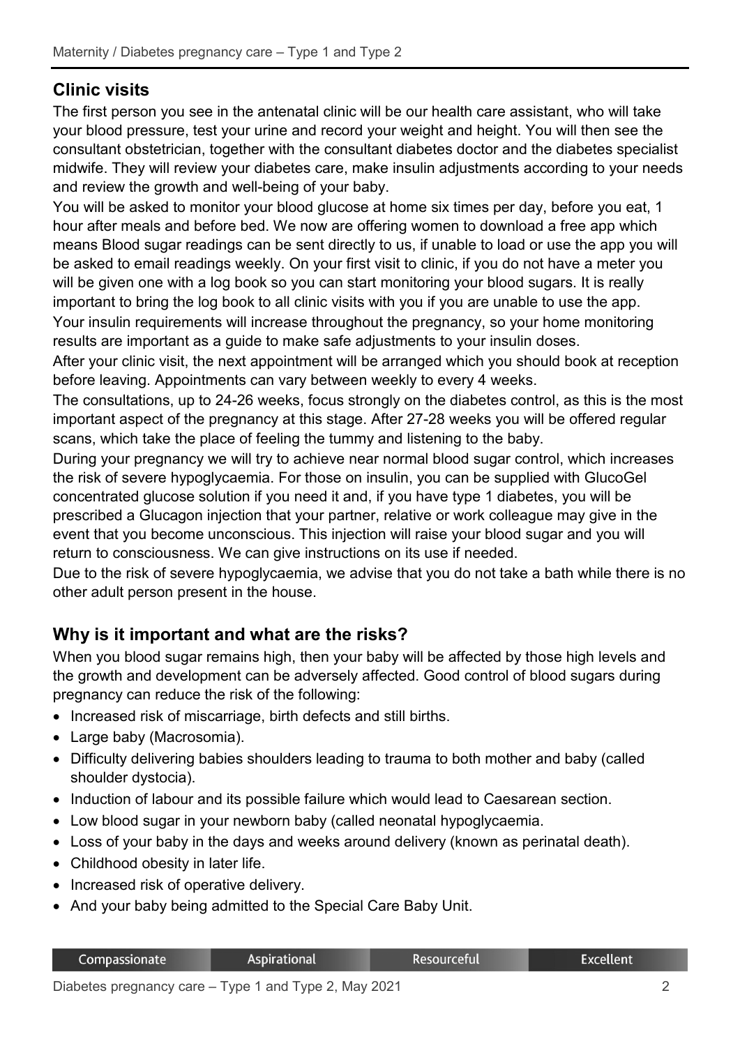## Clinic visits

The first person you see in the antenatal clinic will be our health care assistant, who will take your blood pressure, test your urine and record your weight and height. You will then see the consultant obstetrician, together with the consultant diabetes doctor and the diabetes specialist midwife. They will review your diabetes care, make insulin adjustments according to your needs and review the growth and well-being of your baby.

You will be asked to monitor your blood glucose at home six times per day, before you eat, 1 hour after meals and before bed. We now are offering women to download a free app which means Blood sugar readings can be sent directly to us, if unable to load or use the app you will be asked to email readings weekly. On your first visit to clinic, if you do not have a meter you will be given one with a log book so you can start monitoring your blood sugars. It is really important to bring the log book to all clinic visits with you if you are unable to use the app.

Your insulin requirements will increase throughout the pregnancy, so your home monitoring results are important as a guide to make safe adjustments to your insulin doses.

After your clinic visit, the next appointment will be arranged which you should book at reception before leaving. Appointments can vary between weekly to every 4 weeks.

The consultations, up to 24-26 weeks, focus strongly on the diabetes control, as this is the most important aspect of the pregnancy at this stage. After 27-28 weeks you will be offered regular scans, which take the place of feeling the tummy and listening to the baby.

During your pregnancy we will try to achieve near normal blood sugar control, which increases the risk of severe hypoglycaemia. For those on insulin, you can be supplied with GlucoGel concentrated glucose solution if you need it and, if you have type 1 diabetes, you will be prescribed a Glucagon injection that your partner, relative or work colleague may give in the event that you become unconscious. This injection will raise your blood sugar and you will return to consciousness. We can give instructions on its use if needed.

Due to the risk of severe hypoglycaemia, we advise that you do not take a bath while there is no other adult person present in the house.

## Why is it important and what are the risks?

When you blood sugar remains high, then your baby will be affected by those high levels and the growth and development can be adversely affected. Good control of blood sugars during pregnancy can reduce the risk of the following:

- Increased risk of miscarriage, birth defects and still births.
- Large baby (Macrosomia).
- Difficulty delivering babies shoulders leading to trauma to both mother and baby (called shoulder dystocia).
- Induction of labour and its possible failure which would lead to Caesarean section.
- Low blood sugar in your newborn baby (called neonatal hypoglycaemia.
- Loss of your baby in the days and weeks around delivery (known as perinatal death).
- Childhood obesity in later life.
- Increased risk of operative delivery.
- And your baby being admitted to the Special Care Baby Unit.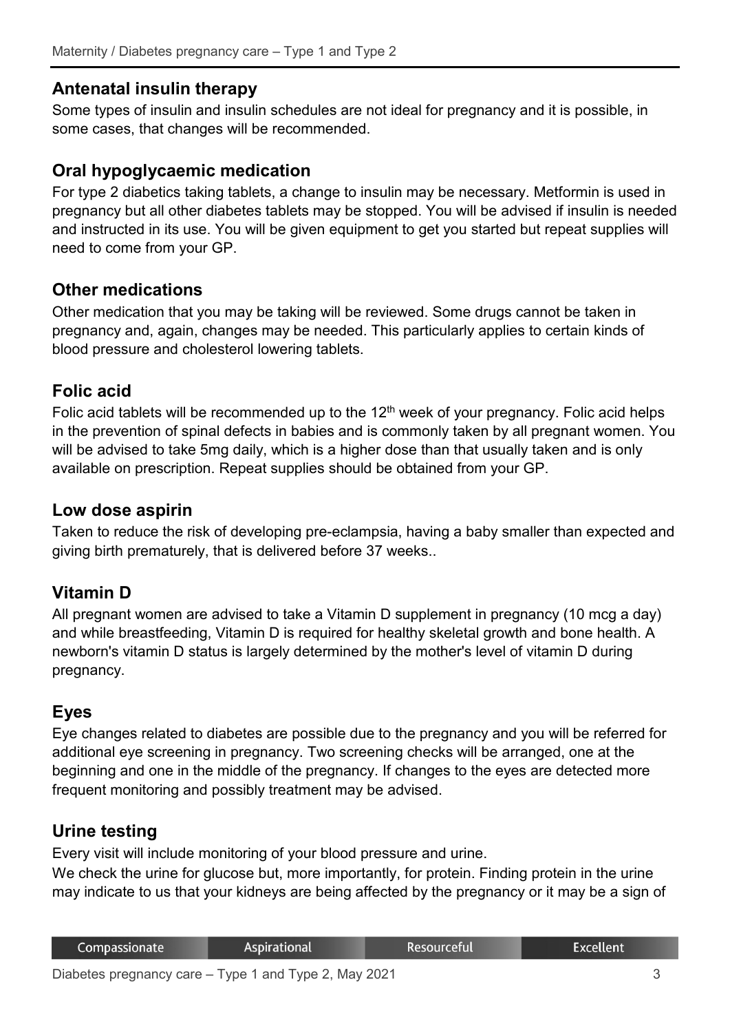## Antenatal insulin therapy

Some types of insulin and insulin schedules are not ideal for pregnancy and it is possible, in some cases, that changes will be recommended.

## Oral hypoglycaemic medication

For type 2 diabetics taking tablets, a change to insulin may be necessary. Metformin is used in pregnancy but all other diabetes tablets may be stopped. You will be advised if insulin is needed and instructed in its use. You will be given equipment to get you started but repeat supplies will need to come from your GP.

## Other medications

Other medication that you may be taking will be reviewed. Some drugs cannot be taken in pregnancy and, again, changes may be needed. This particularly applies to certain kinds of blood pressure and cholesterol lowering tablets.

## Folic acid

Folic acid tablets will be recommended up to the 12th week of your pregnancy. Folic acid helps in the prevention of spinal defects in babies and is commonly taken by all pregnant women. You will be advised to take 5mg daily, which is a higher dose than that usually taken and is only available on prescription. Repeat supplies should be obtained from your GP.

## Low dose aspirin

Taken to reduce the risk of developing pre-eclampsia, having a baby smaller than expected and giving birth prematurely, that is delivered before 37 weeks..

## Vitamin D

All pregnant women are advised to take a Vitamin D supplement in pregnancy (10 mcg a day) and while breastfeeding, Vitamin D is required for healthy skeletal growth and bone health. A newborn's vitamin D status is largely determined by the mother's level of vitamin D during pregnancy.

## Eyes

Eye changes related to diabetes are possible due to the pregnancy and you will be referred for additional eye screening in pregnancy. Two screening checks will be arranged, one at the beginning and one in the middle of the pregnancy. If changes to the eyes are detected more frequent monitoring and possibly treatment may be advised.

## Urine testing

Every visit will include monitoring of your blood pressure and urine.

We check the urine for glucose but, more importantly, for protein. Finding protein in the urine may indicate to us that your kidneys are being affected by the pregnancy or it may be a sign of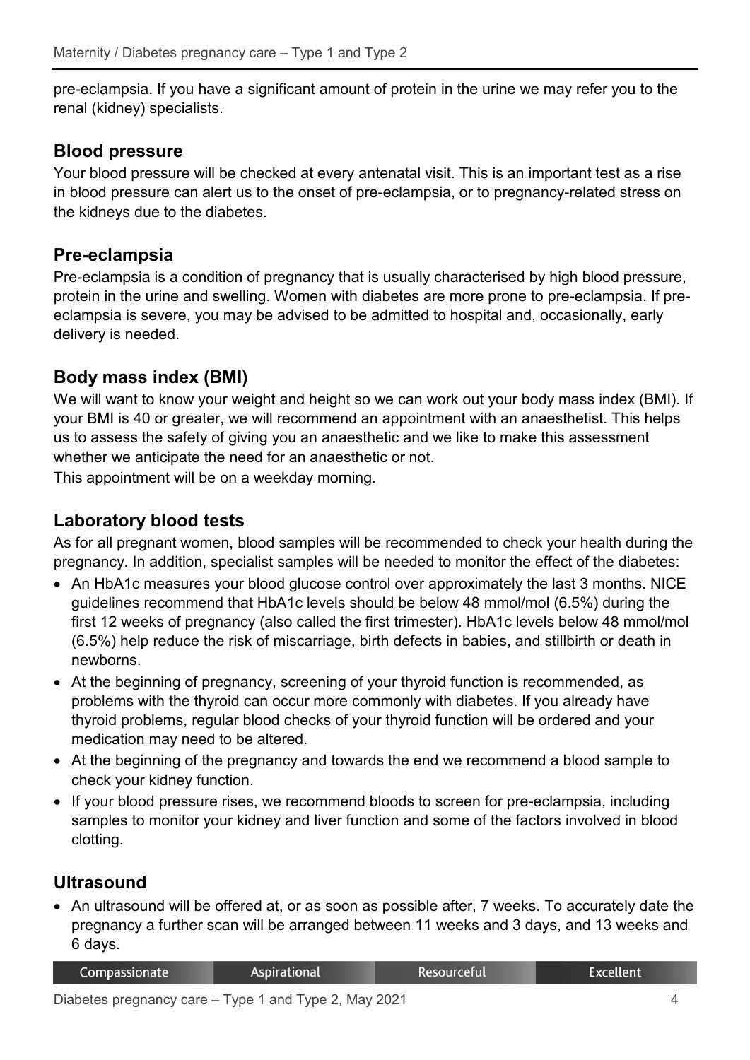pre-eclampsia. If you have a significant amount of protein in the urine we may refer you to the renal (kidney) specialists.

## Blood pressure

Your blood pressure will be checked at every antenatal visit. This is an important test as a rise in blood pressure can alert us to the onset of pre-eclampsia, or to pregnancy-related stress on the kidneys due to the diabetes.

## Pre-eclampsia

Pre-eclampsia is a condition of pregnancy that is usually characterised by high blood pressure, protein in the urine and swelling. Women with diabetes are more prone to pre-eclampsia. If pre-eclampsia is severe, you may be advised to be admitted to hospital and, occasionally, early delivery is needed.

## Body mass index (BMI)

We will want to know your weight and height so we can work out your body mass index (BMI). If your BMI is 40 or greater, we will recommend an appointment with an anaesthetist. This helps us to assess the safety of giving you an anaesthetic and we like to make this assessment whether we anticipate the need for an anaesthetic or not.

This appointment will be on a weekday morning.

## Laboratory blood tests

As for all pregnant women, blood samples will be recommended to check your health during the pregnancy. In addition, specialist samples will be needed to monitor the effect of the diabetes:

- An HbA1c measures your blood glucose control over approximately the last 3 months. NICE guidelines recommend that HbA1c levels should be below 48 mmol/mol (6.5%) during the first 12 weeks of pregnancy (also called the first trimester). HbA1c levels below 48 mmol/mol (6.5%) help reduce the risk of miscarriage, birth defects in babies, and stillbirth or death in newborns.
- At the beginning of pregnancy, screening of your thyroid function is recommended, as problems with the thyroid can occur more commonly with diabetes. If you already have thyroid problems, regular blood checks of your thyroid function will be ordered and your medication may need to be altered.
- At the beginning of the pregnancy and towards the end we recommend a blood sample to check your kidney function.
- If your blood pressure rises, we recommend bloods to screen for pre-eclampsia, including samples to monitor your kidney and liver function and some of the factors involved in blood clotting.

## Ultrasound

- An ultrasound will be offered at, or as soon as possible after, 7 weeks. To accurately date the pregnancy a further scan will be arranged between 11 weeks and 3 days, and 13 weeks and 6 days.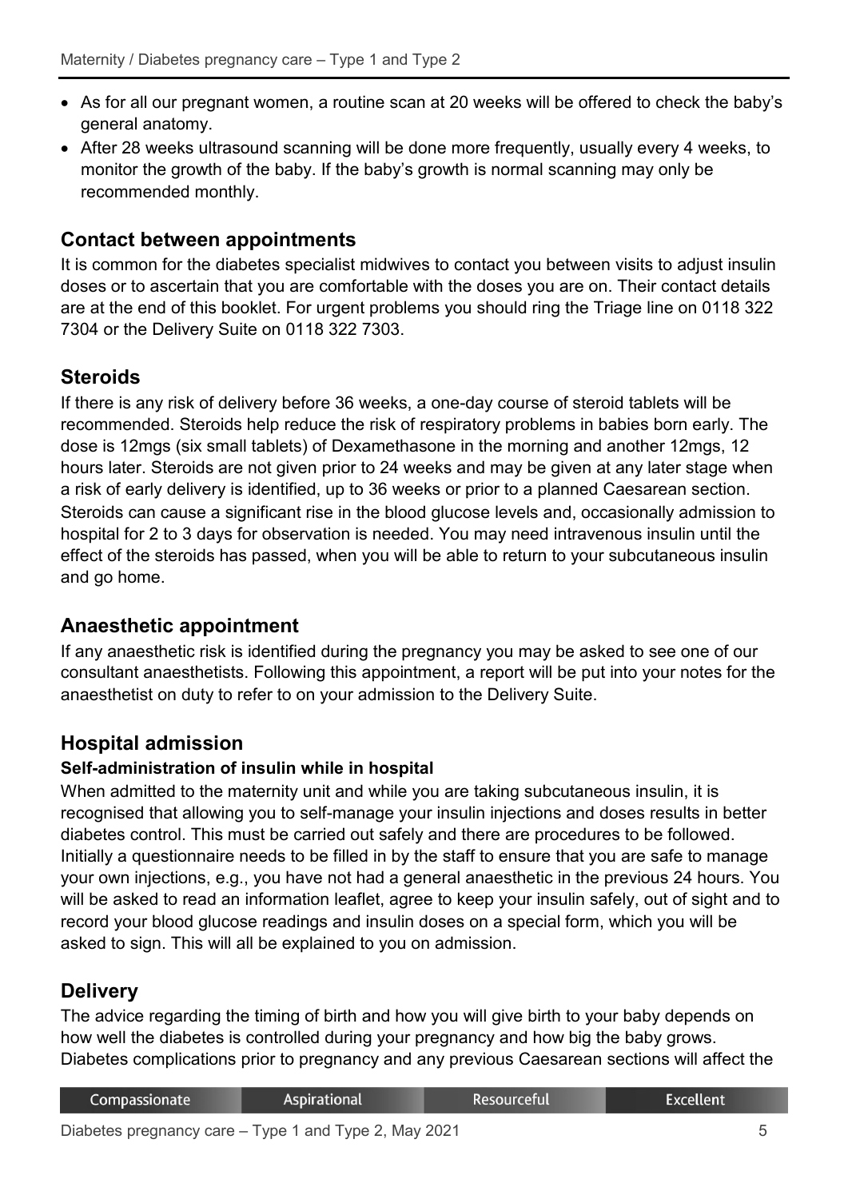- As for all our pregnant women, a routine scan at 20 weeks will be offered to check the baby's general anatomy.
- After 28 weeks ultrasound scanning will be done more frequently, usually every 4 weeks, to monitor the growth of the baby. If the baby's growth is normal scanning may only be recommended monthly.

## Contact between appointments

It is common for the diabetes specialist midwives to contact you between visits to adjust insulin doses or to ascertain that you are comfortable with the doses you are on. Their contact details are at the end of this booklet. For urgent problems you should ring the Triage line on 0118 322 7304 or the Delivery Suite on 0118 322 7303.

## Steroids

If there is any risk of delivery before 36 weeks, a one-day course of steroid tablets will be recommended. Steroids help reduce the risk of respiratory problems in babies born early. The dose is 12mgs (six small tablets) of Dexamethasone in the morning and another 12mgs, 12 hours later. Steroids are not given prior to 24 weeks and may be given at any later stage when a risk of early delivery is identified, up to 36 weeks or prior to a planned Caesarean section. Steroids can cause a significant rise in the blood glucose levels and, occasionally admission to hospital for 2 to 3 days for observation is needed. You may need intravenous insulin until the effect of the steroids has passed, when you will be able to return to your subcutaneous insulin and go home.

## Anaesthetic appointment

If any anaesthetic risk is identified during the pregnancy you may be asked to see one of our consultant anaesthetists. Following this appointment, a report will be put into your notes for the anaesthetist on duty to refer to on your admission to the Delivery Suite.

## Hospital admission

### Self-administration of insulin while in hospital

When admitted to the maternity unit and while you are taking subcutaneous insulin, it is recognised that allowing you to self-manage your insulin injections and doses results in better diabetes control. This must be carried out safely and there are procedures to be followed. Initially a questionnaire needs to be filled in by the staff to ensure that you are safe to manage your own injections, e.g., you have not had a general anaesthetic in the previous 24 hours. You will be asked to read an information leaflet, agree to keep your insulin safely, out of sight and to record your blood glucose readings and insulin doses on a special form, which you will be asked to sign. This will all be explained to you on admission.

## Delivery

The advice regarding the timing of birth and how you will give birth to your baby depends on how well the diabetes is controlled during your pregnancy and how big the baby grows. Diabetes complications prior to pregnancy and any previous Caesarean sections will affect the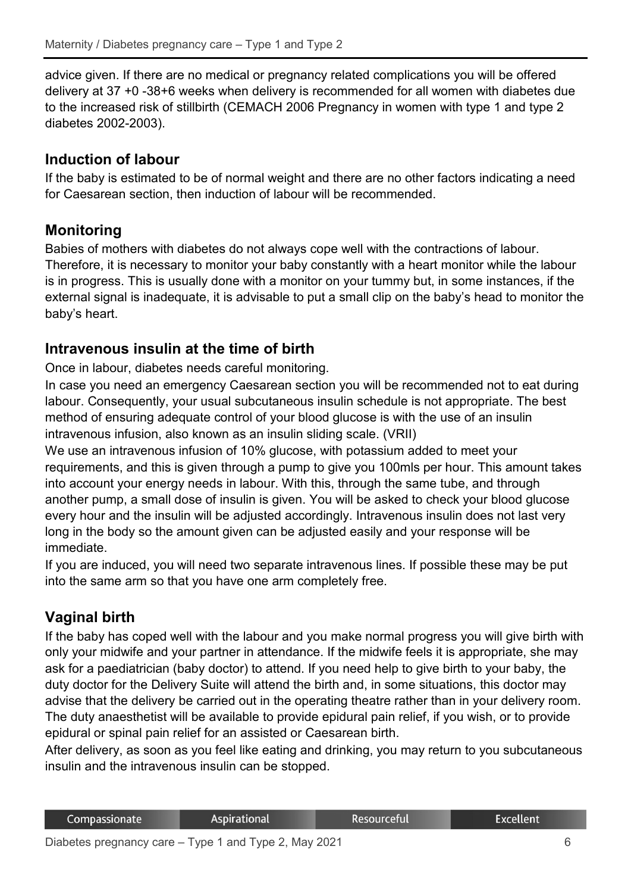advice given. If there are no medical or pregnancy related complications you will be offered delivery at 37 +0 -38+6 weeks when delivery is recommended for all women with diabetes due to the increased risk of stillbirth (CEMACH 2006 Pregnancy in women with type 1 and type 2 diabetes 2002-2003).

## Induction of labour

If the baby is estimated to be of normal weight and there are no other factors indicating a need for Caesarean section, then induction of labour will be recommended.

## Monitoring

Babies of mothers with diabetes do not always cope well with the contractions of labour. Therefore, it is necessary to monitor your baby constantly with a heart monitor while the labour is in progress. This is usually done with a monitor on your tummy but, in some instances, if the external signal is inadequate, it is advisable to put a small clip on the baby's head to monitor the baby's heart.

## Intravenous insulin at the time of birth

Once in labour, diabetes needs careful monitoring.

In case you need an emergency Caesarean section you will be recommended not to eat during labour. Consequently, your usual subcutaneous insulin schedule is not appropriate. The best method of ensuring adequate control of your blood glucose is with the use of an insulin intravenous infusion, also known as an insulin sliding scale. (VRII)

We use an intravenous infusion of 10% glucose, with potassium added to meet your requirements, and this is given through a pump to give you 100mls per hour. This amount takes into account your energy needs in labour. With this, through the same tube, and through another pump, a small dose of insulin is given. You will be asked to check your blood glucose every hour and the insulin will be adjusted accordingly. Intravenous insulin does not last very long in the body so the amount given can be adjusted easily and your response will be immediate.

If you are induced, you will need two separate intravenous lines. If possible these may be put into the same arm so that you have one arm completely free.

## Vaginal birth

If the baby has coped well with the labour and you make normal progress you will give birth with only your midwife and your partner in attendance. If the midwife feels it is appropriate, she may ask for a paediatrician (baby doctor) to attend. If you need help to give birth to your baby, the duty doctor for the Delivery Suite will attend the birth and, in some situations, this doctor may advise that the delivery be carried out in the operating theatre rather than in your delivery room. The duty anaesthetist will be available to provide epidural pain relief, if you wish, or to provide epidural or spinal pain relief for an assisted or Caesarean birth.

After delivery, as soon as you feel like eating and drinking, you may return to you subcutaneous insulin and the intravenous insulin can be stopped.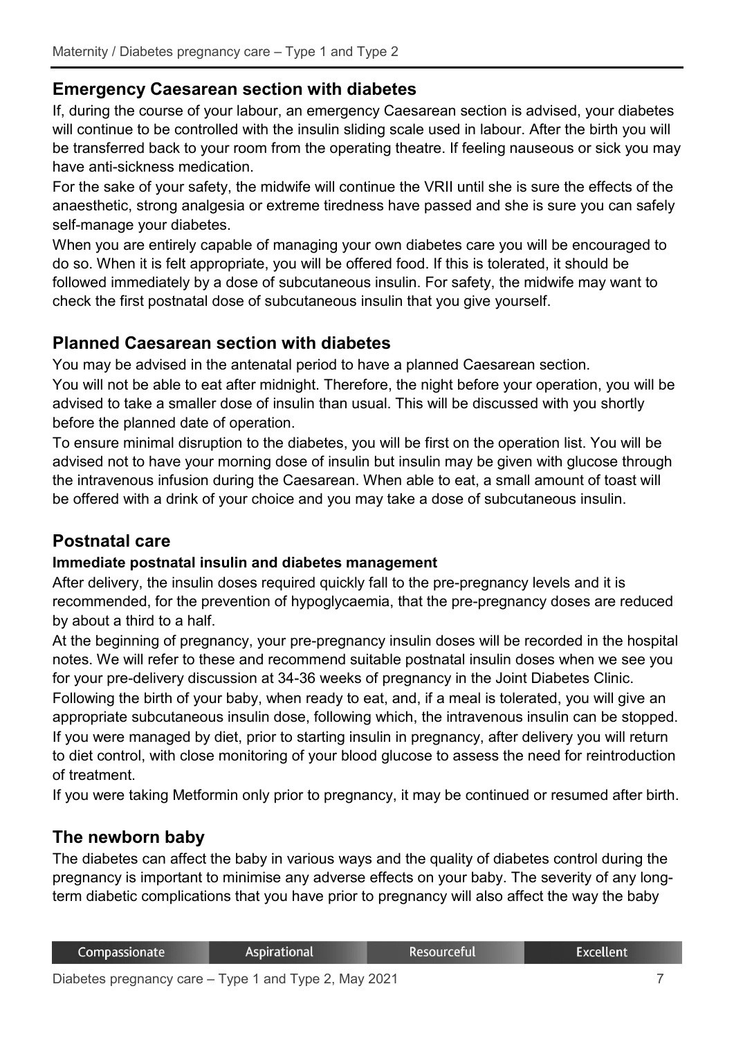## Emergency Caesarean section with diabetes

If, during the course of your labour, an emergency Caesarean section is advised, your diabetes will continue to be controlled with the insulin sliding scale used in labour. After the birth you will be transferred back to your room from the operating theatre. If feeling nauseous or sick you may have anti-sickness medication.

For the sake of your safety, the midwife will continue the VRII until she is sure the effects of the anaesthetic, strong analgesia or extreme tiredness have passed and she is sure you can safely self-manage your diabetes.

When you are entirely capable of managing your own diabetes care you will be encouraged to do so. When it is felt appropriate, you will be offered food. If this is tolerated, it should be followed immediately by a dose of subcutaneous insulin. For safety, the midwife may want to check the first postnatal dose of subcutaneous insulin that you give yourself.

## Planned Caesarean section with diabetes

You may be advised in the antenatal period to have a planned Caesarean section.

You will not be able to eat after midnight. Therefore, the night before your operation, you will be advised to take a smaller dose of insulin than usual. This will be discussed with you shortly before the planned date of operation.

To ensure minimal disruption to the diabetes, you will be first on the operation list. You will be advised not to have your morning dose of insulin but insulin may be given with glucose through the intravenous infusion during the Caesarean. When able to eat, a small amount of toast will be offered with a drink of your choice and you may take a dose of subcutaneous insulin.

## Postnatal care

### Immediate postnatal insulin and diabetes management

After delivery, the insulin doses required quickly fall to the pre-pregnancy levels and it is recommended, for the prevention of hypoglycaemia, that the pre-pregnancy doses are reduced by about a third to a half.

At the beginning of pregnancy, your pre-pregnancy insulin doses will be recorded in the hospital notes. We will refer to these and recommend suitable postnatal insulin doses when we see you for your pre-delivery discussion at 34-36 weeks of pregnancy in the Joint Diabetes Clinic.

Following the birth of your baby, when ready to eat, and, if a meal is tolerated, you will give an appropriate subcutaneous insulin dose, following which, the intravenous insulin can be stopped.

If you were managed by diet, prior to starting insulin in pregnancy, after delivery you will return to diet control, with close monitoring of your blood glucose to assess the need for reintroduction of treatment.

If you were taking Metformin only prior to pregnancy, it may be continued or resumed after birth.

## The newborn baby

The diabetes can affect the baby in various ways and the quality of diabetes control during the pregnancy is important to minimise any adverse effects on your baby. The severity of any long-term diabetic complications that you have prior to pregnancy will also affect the way the baby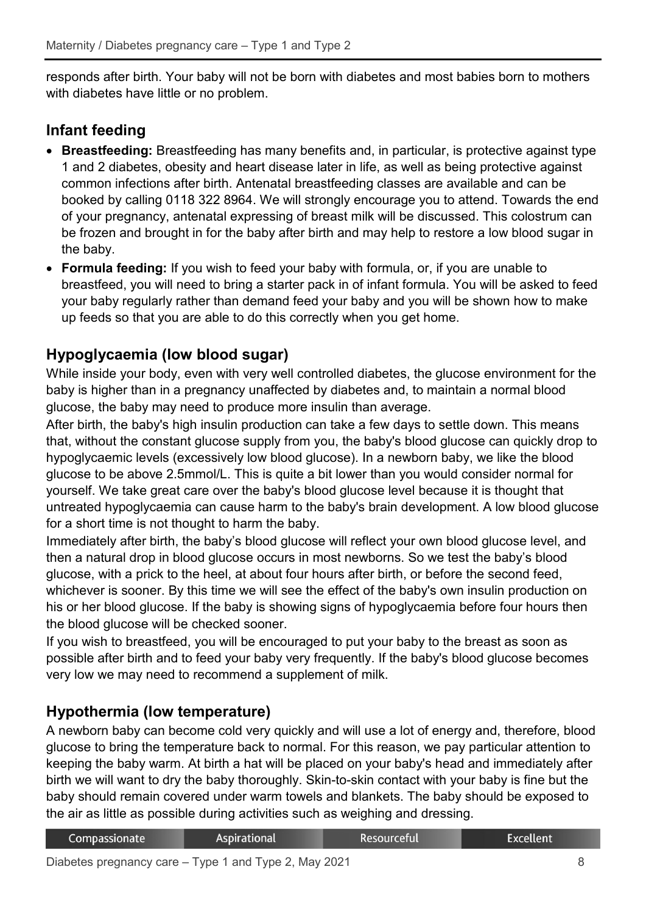responds after birth. Your baby will not be born with diabetes and most babies born to mothers with diabetes have little or no problem.

## Infant feeding

- **Breastfeeding:** Breastfeeding has many benefits and, in particular, is protective against type 1 and 2 diabetes, obesity and heart disease later in life, as well as being protective against common infections after birth. Antenatal breastfeeding classes are available and can be booked by calling 0118 322 8964. We will strongly encourage you to attend. Towards the end of your pregnancy, antenatal expressing of breast milk will be discussed. This colostrum can be frozen and brought in for the baby after birth and may help to restore a low blood sugar in the baby.
- **Formula feeding:** If you wish to feed your baby with formula, or, if you are unable to breastfeed, you will need to bring a starter pack in of infant formula. You will be asked to feed your baby regularly rather than demand feed your baby and you will be shown how to make up feeds so that you are able to do this correctly when you get home.

## Hypoglycaemia (low blood sugar)

While inside your body, even with very well controlled diabetes, the glucose environment for the baby is higher than in a pregnancy unaffected by diabetes and, to maintain a normal blood glucose, the baby may need to produce more insulin than average.

After birth, the baby's high insulin production can take a few days to settle down. This means that, without the constant glucose supply from you, the baby's blood glucose can quickly drop to hypoglycaemic levels (excessively low blood glucose). In a newborn baby, we like the blood glucose to be above 2.5mmol/L. This is quite a bit lower than you would consider normal for yourself. We take great care over the baby's blood glucose level because it is thought that untreated hypoglycaemia can cause harm to the baby's brain development. A low blood glucose for a short time is not thought to harm the baby.

Immediately after birth, the baby's blood glucose will reflect your own blood glucose level, and then a natural drop in blood glucose occurs in most newborns. So we test the baby's blood glucose, with a prick to the heel, at about four hours after birth, or before the second feed, whichever is sooner. By this time we will see the effect of the baby's own insulin production on his or her blood glucose. If the baby is showing signs of hypoglycaemia before four hours then the blood glucose will be checked sooner.

If you wish to breastfeed, you will be encouraged to put your baby to the breast as soon as possible after birth and to feed your baby very frequently. If the baby's blood glucose becomes very low we may need to recommend a supplement of milk.

## Hypothermia (low temperature)

A newborn baby can become cold very quickly and will use a lot of energy and, therefore, blood glucose to bring the temperature back to normal. For this reason, we pay particular attention to keeping the baby warm. At birth a hat will be placed on your baby's head and immediately after birth we will want to dry the baby thoroughly. Skin-to-skin contact with your baby is fine but the baby should remain covered under warm towels and blankets. The baby should be exposed to the air as little as possible during activities such as weighing and dressing.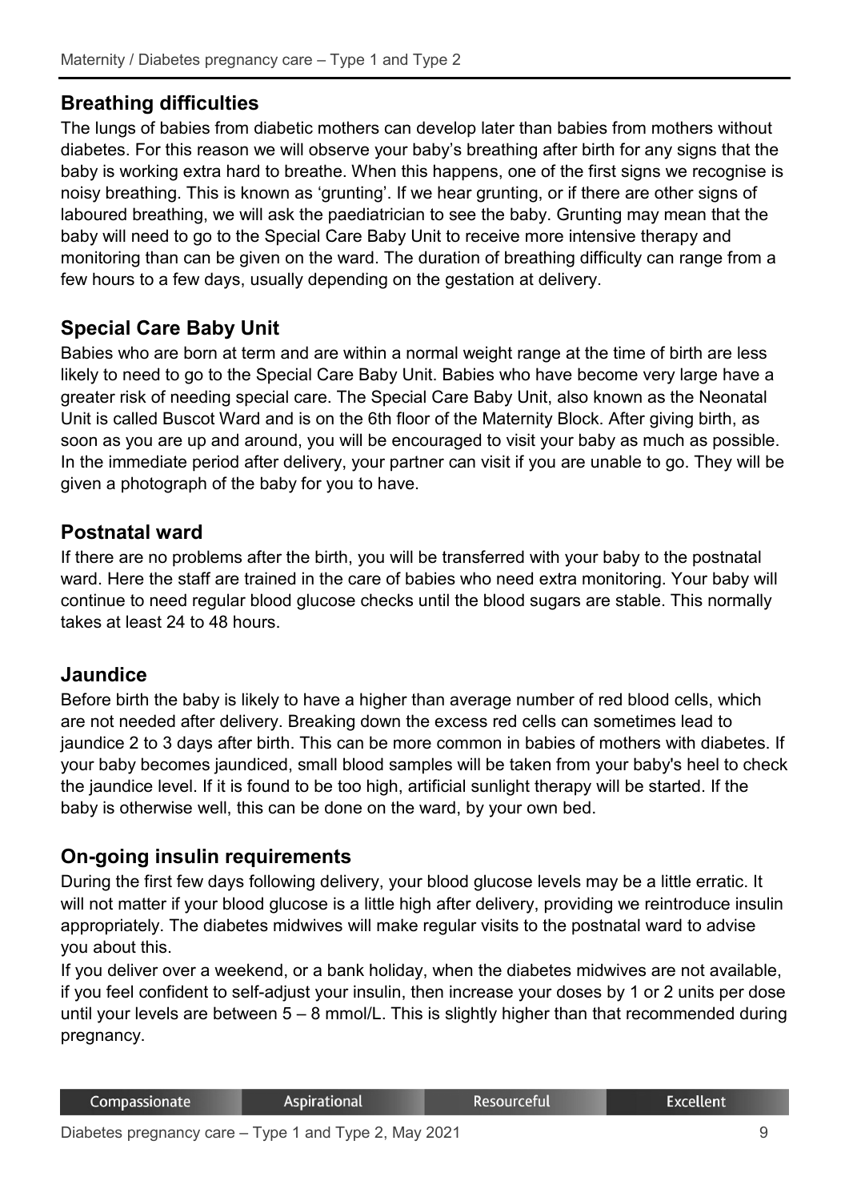## Breathing difficulties

The lungs of babies from diabetic mothers can develop later than babies from mothers without diabetes. For this reason we will observe your baby's breathing after birth for any signs that the baby is working extra hard to breathe. When this happens, one of the first signs we recognise is noisy breathing. This is known as 'grunting'. If we hear grunting, or if there are other signs of laboured breathing, we will ask the paediatrician to see the baby. Grunting may mean that the baby will need to go to the Special Care Baby Unit to receive more intensive therapy and monitoring than can be given on the ward. The duration of breathing difficulty can range from a few hours to a few days, usually depending on the gestation at delivery.

## Special Care Baby Unit

Babies who are born at term and are within a normal weight range at the time of birth are less likely to need to go to the Special Care Baby Unit. Babies who have become very large have a greater risk of needing special care. The Special Care Baby Unit, also known as the Neonatal Unit is called Buscot Ward and is on the 6th floor of the Maternity Block. After giving birth, as soon as you are up and around, you will be encouraged to visit your baby as much as possible. In the immediate period after delivery, your partner can visit if you are unable to go. They will be given a photograph of the baby for you to have.

## Postnatal ward

If there are no problems after the birth, you will be transferred with your baby to the postnatal ward. Here the staff are trained in the care of babies who need extra monitoring. Your baby will continue to need regular blood glucose checks until the blood sugars are stable. This normally takes at least 24 to 48 hours.

## Jaundice

Before birth the baby is likely to have a higher than average number of red blood cells, which are not needed after delivery. Breaking down the excess red cells can sometimes lead to jaundice 2 to 3 days after birth. This can be more common in babies of mothers with diabetes. If your baby becomes jaundiced, small blood samples will be taken from your baby's heel to check the jaundice level. If it is found to be too high, artificial sunlight therapy will be started. If the baby is otherwise well, this can be done on the ward, by your own bed.

## On-going insulin requirements

During the first few days following delivery, your blood glucose levels may be a little erratic. It will not matter if your blood glucose is a little high after delivery, providing we reintroduce insulin appropriately. The diabetes midwives will make regular visits to the postnatal ward to advise you about this.

If you deliver over a weekend, or a bank holiday, when the diabetes midwives are not available, if you feel confident to self-adjust your insulin, then increase your doses by 1 or 2 units per dose until your levels are between 5 – 8 mmol/L. This is slightly higher than that recommended during pregnancy.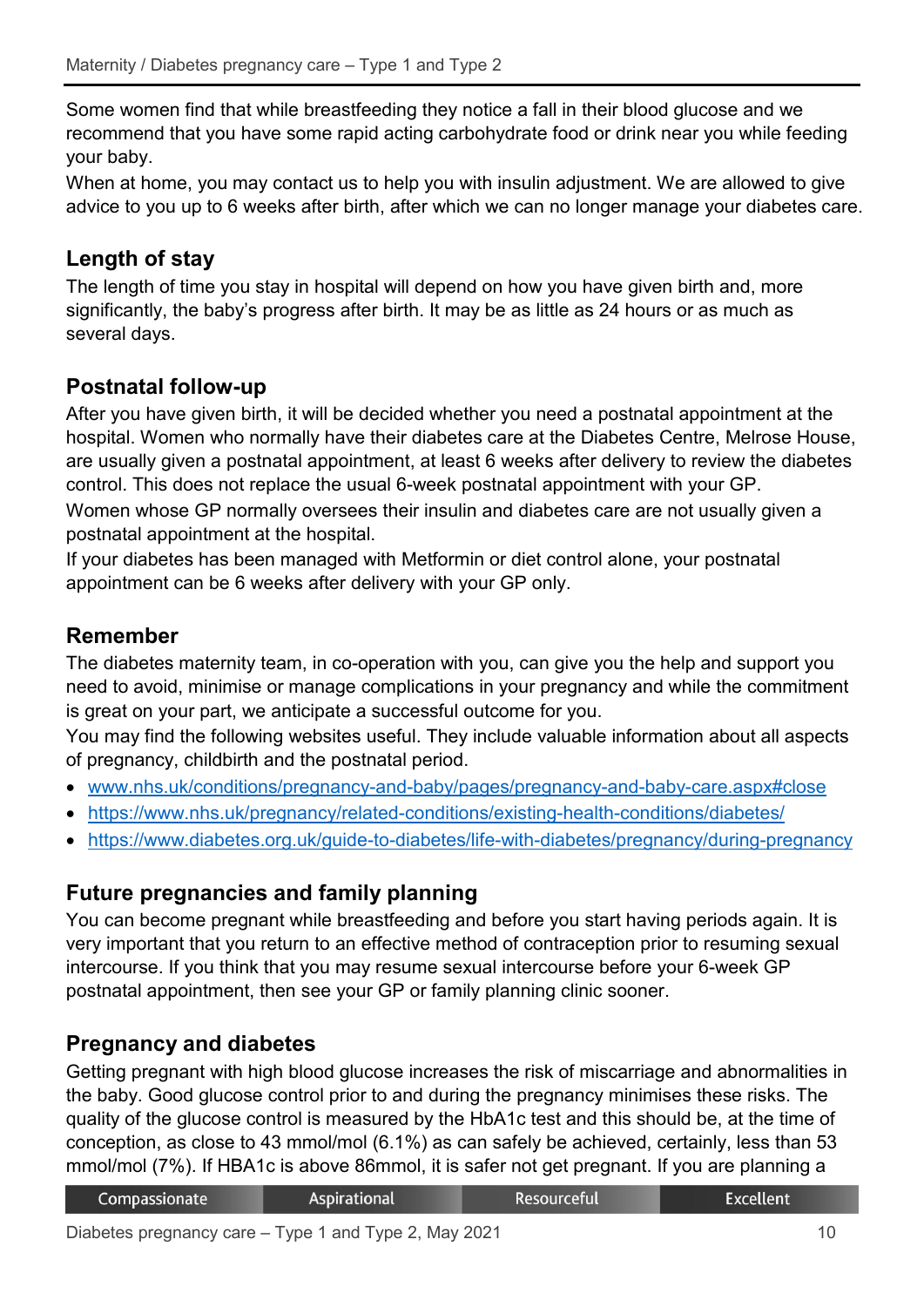Some women find that while breastfeeding they notice a fall in their blood glucose and we recommend that you have some rapid acting carbohydrate food or drink near you while feeding your baby.

When at home, you may contact us to help you with insulin adjustment. We are allowed to give advice to you up to 6 weeks after birth, after which we can no longer manage your diabetes care.

## Length of stay

The length of time you stay in hospital will depend on how you have given birth and, more significantly, the baby's progress after birth. It may be as little as 24 hours or as much as several days.

## Postnatal follow-up

After you have given birth, it will be decided whether you need a postnatal appointment at the hospital. Women who normally have their diabetes care at the Diabetes Centre, Melrose House, are usually given a postnatal appointment, at least 6 weeks after delivery to review the diabetes control. This does not replace the usual 6-week postnatal appointment with your GP.

Women whose GP normally oversees their insulin and diabetes care are not usually given a postnatal appointment at the hospital.

If your diabetes has been managed with Metformin or diet control alone, your postnatal appointment can be 6 weeks after delivery with your GP only.

## Remember

The diabetes maternity team, in co-operation with you, can give you the help and support you need to avoid, minimise or manage complications in your pregnancy and while the commitment is great on your part, we anticipate a successful outcome for you.

You may find the following websites useful. They include valuable information about all aspects of pregnancy, childbirth and the postnatal period.

- www.nhs.uk/conditions/pregnancy-and-baby/pages/pregnancy-and-baby-care.aspx#close
- https://www.nhs.uk/pregnancy/related-conditions/existing-health-conditions/diabetes/
- https://www.diabetes.org.uk/guide-to-diabetes/life-with-diabetes/pregnancy/during-pregnancy

## Future pregnancies and family planning

You can become pregnant while breastfeeding and before you start having periods again. It is very important that you return to an effective method of contraception prior to resuming sexual intercourse. If you think that you may resume sexual intercourse before your 6-week GP postnatal appointment, then see your GP or family planning clinic sooner.

## Pregnancy and diabetes

Getting pregnant with high blood glucose increases the risk of miscarriage and abnormalities in the baby. Good glucose control prior to and during the pregnancy minimises these risks. The quality of the glucose control is measured by the HbA1c test and this should be, at the time of conception, as close to 43 mmol/mol (6.1%) as can safely be achieved, certainly, less than 53 mmol/mol (7%). If HBA1c is above 86mmol, it is safer not get pregnant. If you are planning a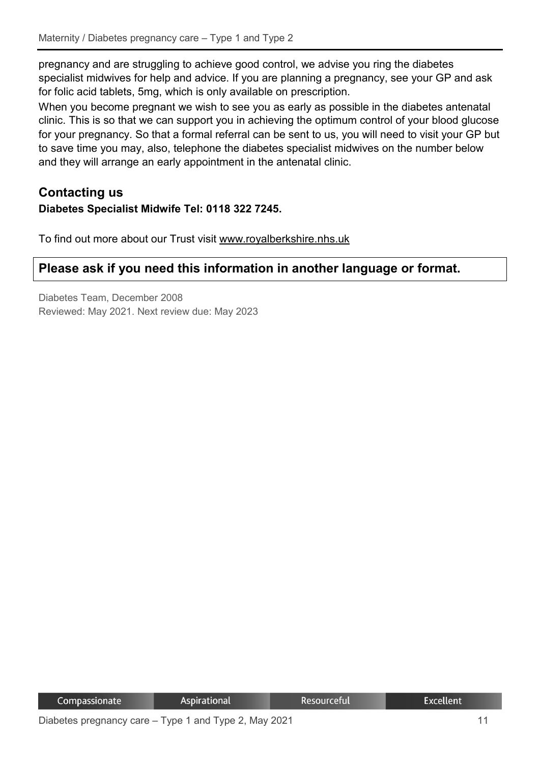pregnancy and are struggling to achieve good control, we advise you ring the diabetes specialist midwives for help and advice. If you are planning a pregnancy, see your GP and ask for folic acid tablets, 5mg, which is only available on prescription.

When you become pregnant we wish to see you as early as possible in the diabetes antenatal clinic. This is so that we can support you in achieving the optimum control of your blood glucose for your pregnancy. So that a formal referral can be sent to us, you will need to visit your GP but to save time you may, also, telephone the diabetes specialist midwives on the number below and they will arrange an early appointment in the antenatal clinic.

## Contacting us

**Diabetes Specialist Midwife Tel: 0118 322 7245.**

To find out more about our Trust visit www.royalberkshire.nhs.uk

**Please ask if you need this information in another language or format.**

Diabetes Team, December 2008
Reviewed: May 2021. Next review due: May 2023